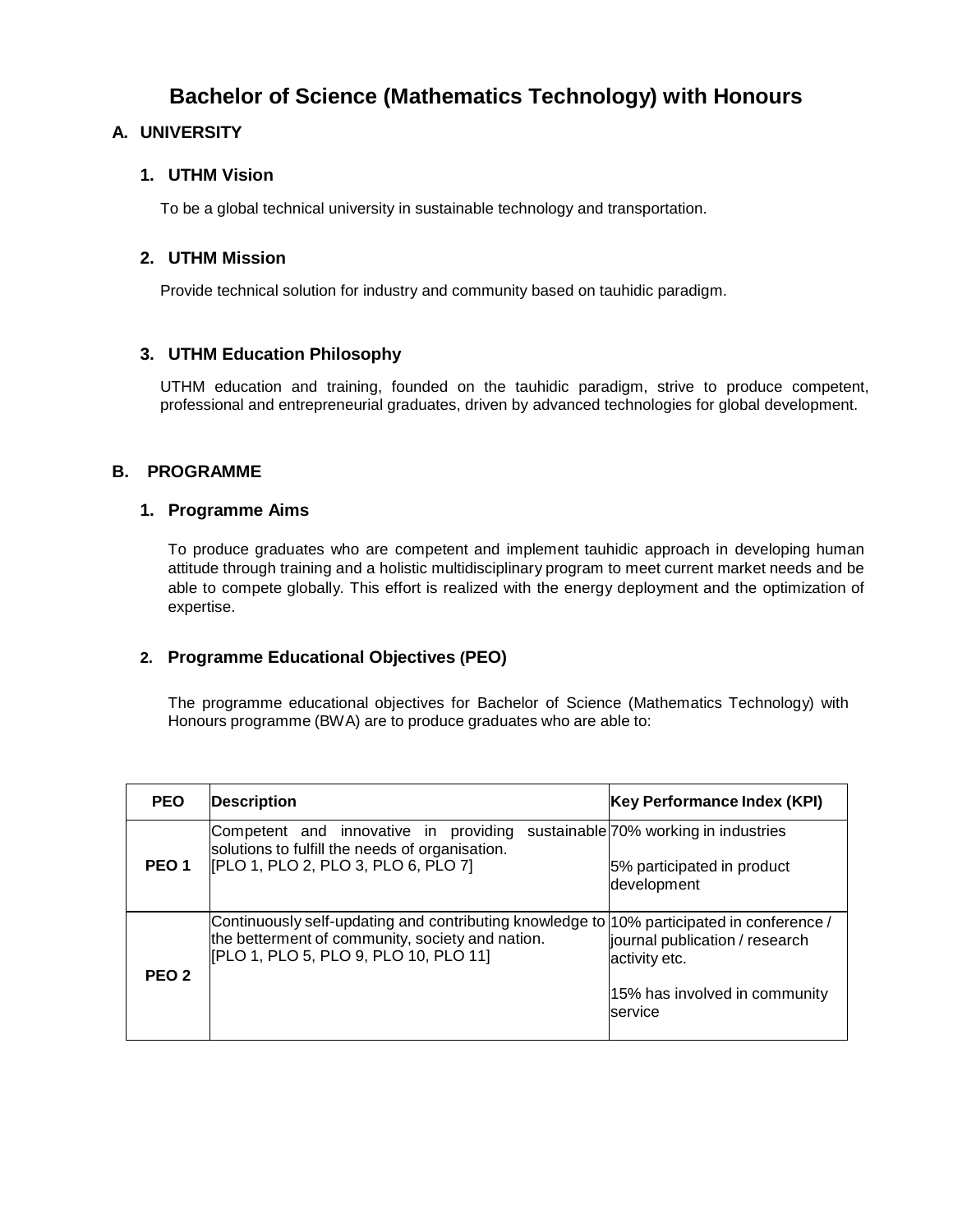# Bachelor of Science (Mathematics Technology) with Honours

## A. UNIVERSITY

### 1. UTHM Vision

To be a global technical university in sustainable technology and transportation.

### 2. UTHM Mission

Provide technical solution for industry and community based on tauhidic paradigm.

### 3. UTHM Education Philosophy

UTHM education and training, founded on the tauhidic paradigm, strive to produce competent, professional and entrepreneurial graduates, driven by advanced technologies for global development.

## B. PROGRAMME

### 1. Programme Aims

To produce graduates who are competent and implement tauhidic approach in developing human attitude through training and a holistic multidisciplinary program to meet current market needs and be able to compete globally. This effort is realized with the energy deployment and the optimization of expertise.

### 2. Programme Educational Objectives (PEO)

The programme educational objectives for Bachelor of Science (Mathematics Technology) with Honours programme (BWA) are to produce graduates who are able to:

| PEO | Description | Key Performance Index (KPI) |
|---|---|---|
| **PEO 1** | Competent and innovative in providing sustainable solutions to fulfill the needs of organisation.<br>[PLO 1, PLO 2, PLO 3, PLO 6, PLO 7] | 70% working in industries<br><br>5% participated in product development |
| **PEO 2** | Continuously self-updating and contributing knowledge to the betterment of community, society and nation.<br>[PLO 1, PLO 5, PLO 9, PLO 10, PLO 11] | 10% participated in conference / journal publication / research activity etc.<br><br>15% has involved in community service |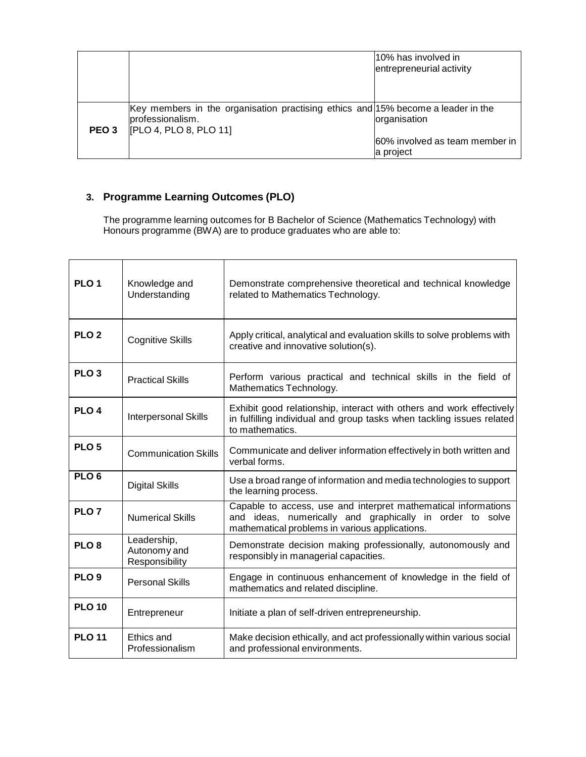| | | |
|---|---|---|
| | | 10% has involved in entrepreneurial activity |
| **PEO 3** | Key members in the organisation practising ethics and professionalism. [PLO 4, PLO 8, PLO 11] | 15% become a leader in the organisation<br><br>60% involved as team member in a project |

## 3. Programme Learning Outcomes (PLO)

The programme learning outcomes for B Bachelor of Science (Mathematics Technology) with Honours programme (BWA) are to produce graduates who are able to:

| | | |
|---|---|---|
| **PLO 1** | Knowledge and Understanding | Demonstrate comprehensive theoretical and technical knowledge related to Mathematics Technology. |
| **PLO 2** | Cognitive Skills | Apply critical, analytical and evaluation skills to solve problems with creative and innovative solution(s). |
| **PLO 3** | Practical Skills | Perform various practical and technical skills in the field of Mathematics Technology. |
| **PLO 4** | Interpersonal Skills | Exhibit good relationship, interact with others and work effectively in fulfilling individual and group tasks when tackling issues related to mathematics. |
| **PLO 5** | Communication Skills | Communicate and deliver information effectively in both written and verbal forms. |
| **PLO 6** | Digital Skills | Use a broad range of information and media technologies to support the learning process. |
| **PLO 7** | Numerical Skills | Capable to access, use and interpret mathematical informations and ideas, numerically and graphically in order to solve mathematical problems in various applications. |
| **PLO 8** | Leadership, Autonomy and Responsibility | Demonstrate decision making professionally, autonomously and responsibly in managerial capacities. |
| **PLO 9** | Personal Skills | Engage in continuous enhancement of knowledge in the field of mathematics and related discipline. |
| **PLO 10** | Entrepreneur | Initiate a plan of self-driven entrepreneurship. |
| **PLO 11** | Ethics and Professionalism | Make decision ethically, and act professionally within various social and professional environments. |